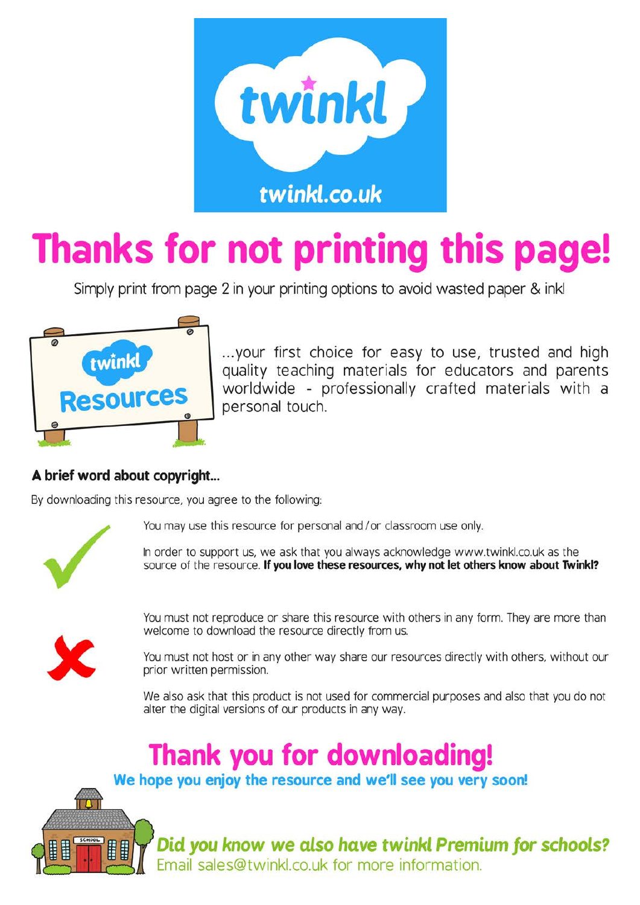twinkl

twinkl.co.uk

# Thanks for not printing this page!

Simply print from page 2 in your printing options to avoid wasted paper & ink!

twinkl Resources

...your first choice for easy to use, trusted and high quality teaching materials for educators and parents worldwide - professionally crafted materials with a personal touch.

### A brief word about copyright...

By downloading this resource, you agree to the following:

You may use this resource for personal and/or classroom use only.

In order to support us, we ask that you always acknowledge www.twinkl.co.uk as the source of the resource. **If you love these resources, why not let others know about Twinkl?**

You must not reproduce or share this resource with others in any form. They are more than welcome to download the resource directly from us.

You must not host or in any other way share our resources directly with others, without our prior written permission.

We also ask that this product is not used for commercial purposes and also that you do not alter the digital versions of our products in any way.

## Thank you for downloading!

**We hope you enjoy the resource and we'll see you very soon!**

***Did you know we also have twinkl Premium for schools?***
Email sales@twinkl.co.uk for more information.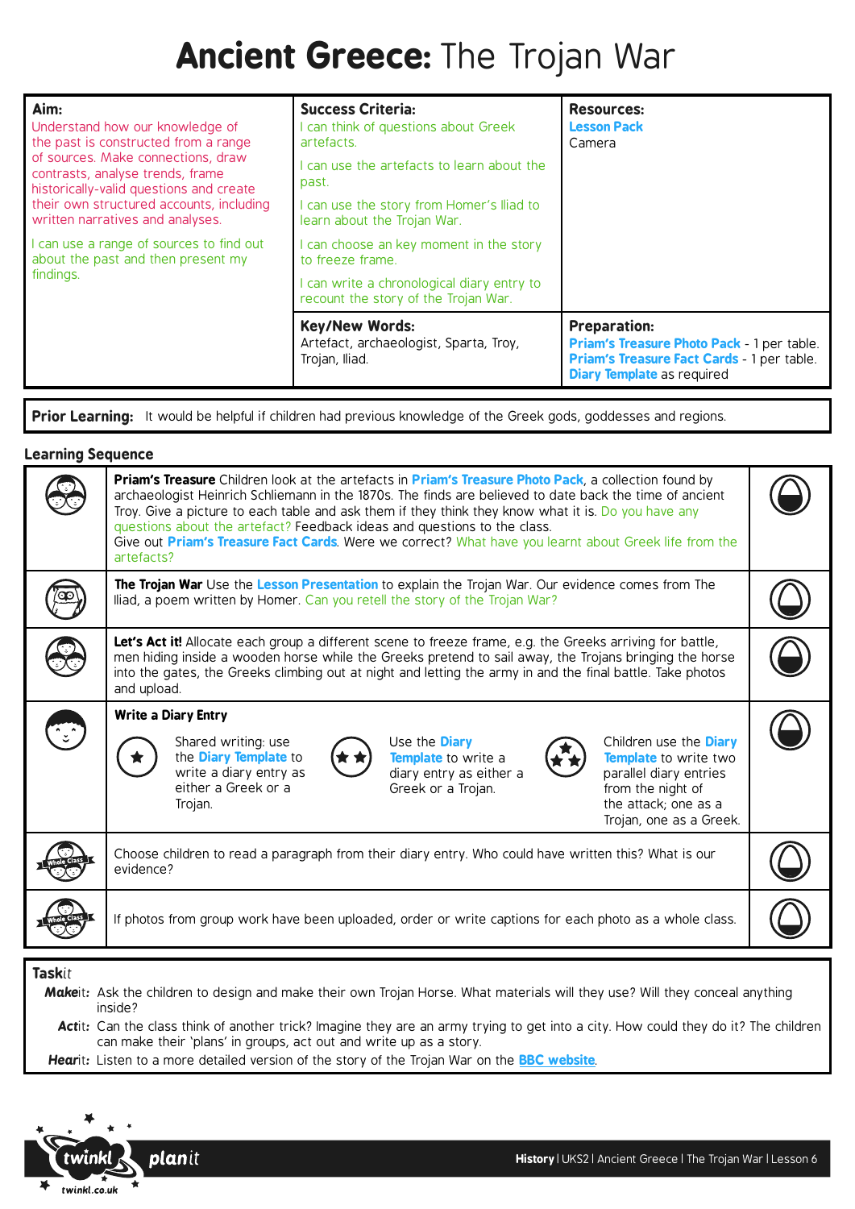# Ancient Greece: The Trojan War

| | | |
|---|---|---|
| **Aim:**<br>Understand how our knowledge of the past is constructed from a range of sources. Make connections, draw contrasts, analyse trends, frame historically-valid questions and create their own structured accounts, including written narratives and analyses.<br><br>I can use a range of sources to find out about the past and then present my findings. | **Success Criteria:**<br>I can think of questions about Greek artefacts.<br><br>I can use the artefacts to learn about the past.<br><br>I can use the story from Homer's Iliad to learn about the Trojan War.<br><br>I can choose an key moment in the story to freeze frame.<br><br>I can write a chronological diary entry to recount the story of the Trojan War. | **Resources:**<br>**Lesson Pack**<br>Camera |
| | **Key/New Words:**<br>Artefact, archaeologist, Sparta, Troy, Trojan, Iliad. | **Preparation:**<br>**Priam's Treasure Photo Pack** - 1 per table.<br>**Priam's Treasure Fact Cards** - 1 per table.<br>**Diary Template** as required |

**Prior Learning:** It would be helpful if children had previous knowledge of the Greek gods, goddesses and regions.

## Learning Sequence

| | |
|---|---|
| | |
| **Priam's Treasure** Children look at the artefacts in **Priam's Treasure Photo Pack**, a collection found by archaeologist Heinrich Schliemann in the 1870s. The finds are believed to date back the time of ancient Troy. Give a picture to each table and ask them if they think they know what it is. Do you have any questions about the artefact? Feedback ideas and questions to the class.<br>Give out **Priam's Treasure Fact Cards**. Were we correct? What have you learnt about Greek life from the artefacts? | |
| **The Trojan War** Use the **Lesson Presentation** to explain the Trojan War. Our evidence comes from The Iliad, a poem written by Homer. Can you retell the story of the Trojan War? | |
| **Let's Act it!** Allocate each group a different scene to freeze frame, e.g. the Greeks arriving for battle, men hiding inside a wooden horse while the Greeks pretend to sail away, the Trojans bringing the horse into the gates, the Greeks climbing out at night and letting the army in and the final battle. Take photos and upload. | |
| **Write a Diary Entry**<br>★ Shared writing: use the **Diary Template** to write a diary entry as either a Greek or a Trojan.<br>★★ Use the **Diary Template** to write a diary entry as either a Greek or a Trojan.<br>★★★ Children use the **Diary Template** to write two parallel diary entries from the night of the attack; one as a Trojan, one as a Greek. | |
| Choose children to read a paragraph from their diary entry. Who could have written this? What is our evidence? | |
| If photos from group work have been uploaded, order or write captions for each photo as a whole class. | |

**Task*it***

**Make*it*:** Ask the children to design and make their own Trojan Horse. What materials will they use? Will they conceal anything inside?

**Act*it*:** Can the class think of another trick? Imagine they are an army trying to get into a city. How could they do it? The children can make their 'plans' in groups, act out and write up as a story.

**Hear*it*:** Listen to a more detailed version of the story of the Trojan War on the **BBC website**.